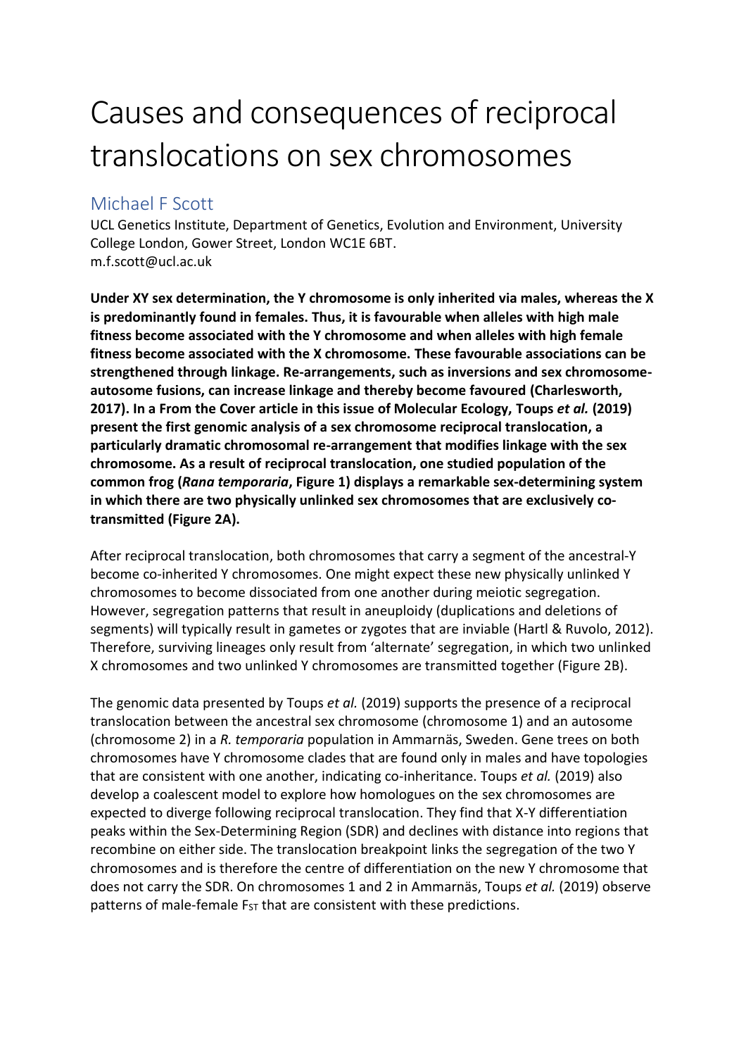# Causes and consequences of reciprocal translocations on sex chromosomes

## Michael F Scott

UCL Genetics Institute, Department of Genetics, Evolution and Environment, University College London, Gower Street, London WC1E 6BT.
m.f.scott@ucl.ac.uk

**Under XY sex determination, the Y chromosome is only inherited via males, whereas the X is predominantly found in females. Thus, it is favourable when alleles with high male fitness become associated with the Y chromosome and when alleles with high female fitness become associated with the X chromosome. These favourable associations can be strengthened through linkage. Re-arrangements, such as inversions and sex chromosome-autosome fusions, can increase linkage and thereby become favoured (Charlesworth, 2017). In a From the Cover article in this issue of Molecular Ecology, Toups *et al.* (2019) present the first genomic analysis of a sex chromosome reciprocal translocation, a particularly dramatic chromosomal re-arrangement that modifies linkage with the sex chromosome. As a result of reciprocal translocation, one studied population of the common frog (*Rana temporaria*, Figure 1) displays a remarkable sex-determining system in which there are two physically unlinked sex chromosomes that are exclusively co-transmitted (Figure 2A).**

After reciprocal translocation, both chromosomes that carry a segment of the ancestral-Y become co-inherited Y chromosomes. One might expect these new physically unlinked Y chromosomes to become dissociated from one another during meiotic segregation. However, segregation patterns that result in aneuploidy (duplications and deletions of segments) will typically result in gametes or zygotes that are inviable (Hartl & Ruvolo, 2012). Therefore, surviving lineages only result from 'alternate' segregation, in which two unlinked X chromosomes and two unlinked Y chromosomes are transmitted together (Figure 2B).

The genomic data presented by Toups *et al.* (2019) supports the presence of a reciprocal translocation between the ancestral sex chromosome (chromosome 1) and an autosome (chromosome 2) in a *R. temporaria* population in Ammarnäs, Sweden. Gene trees on both chromosomes have Y chromosome clades that are found only in males and have topologies that are consistent with one another, indicating co-inheritance. Toups *et al.* (2019) also develop a coalescent model to explore how homologues on the sex chromosomes are expected to diverge following reciprocal translocation. They find that X-Y differentiation peaks within the Sex-Determining Region (SDR) and declines with distance into regions that recombine on either side. The translocation breakpoint links the segregation of the two Y chromosomes and is therefore the centre of differentiation on the new Y chromosome that does not carry the SDR. On chromosomes 1 and 2 in Ammarnäs, Toups *et al.* (2019) observe patterns of male-female $F_{ST}$ that are consistent with these predictions.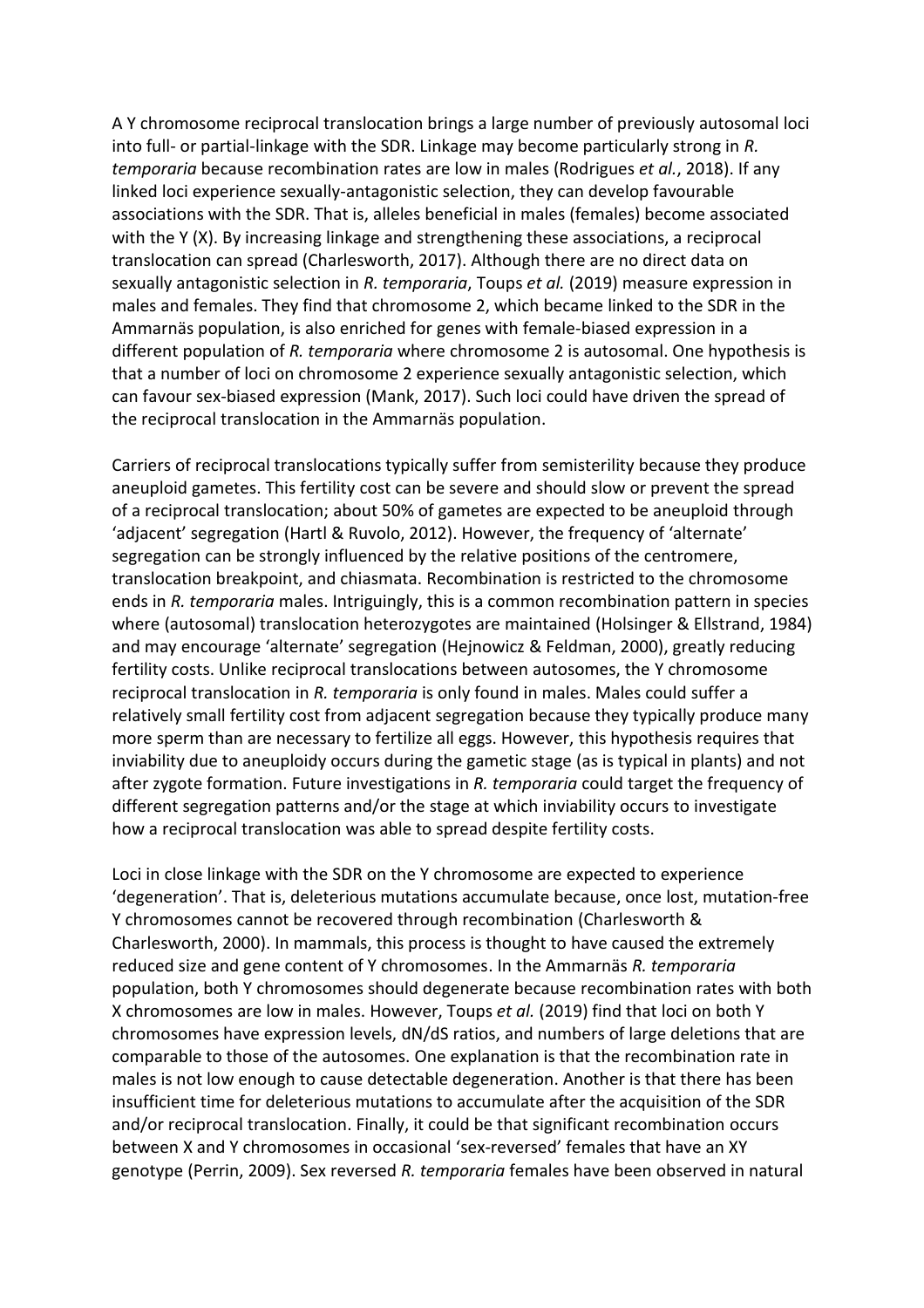A Y chromosome reciprocal translocation brings a large number of previously autosomal loci into full- or partial-linkage with the SDR. Linkage may become particularly strong in *R. temporaria* because recombination rates are low in males (Rodrigues *et al.*, 2018). If any linked loci experience sexually-antagonistic selection, they can develop favourable associations with the SDR. That is, alleles beneficial in males (females) become associated with the Y (X). By increasing linkage and strengthening these associations, a reciprocal translocation can spread (Charlesworth, 2017). Although there are no direct data on sexually antagonistic selection in *R. temporaria*, Toups *et al.* (2019) measure expression in males and females. They find that chromosome 2, which became linked to the SDR in the Ammarnäs population, is also enriched for genes with female-biased expression in a different population of *R. temporaria* where chromosome 2 is autosomal. One hypothesis is that a number of loci on chromosome 2 experience sexually antagonistic selection, which can favour sex-biased expression (Mank, 2017). Such loci could have driven the spread of the reciprocal translocation in the Ammarnäs population.

Carriers of reciprocal translocations typically suffer from semisterility because they produce aneuploid gametes. This fertility cost can be severe and should slow or prevent the spread of a reciprocal translocation; about 50% of gametes are expected to be aneuploid through 'adjacent' segregation (Hartl & Ruvolo, 2012). However, the frequency of 'alternate' segregation can be strongly influenced by the relative positions of the centromere, translocation breakpoint, and chiasmata. Recombination is restricted to the chromosome ends in *R. temporaria* males. Intriguingly, this is a common recombination pattern in species where (autosomal) translocation heterozygotes are maintained (Holsinger & Ellstrand, 1984) and may encourage 'alternate' segregation (Hejnowicz & Feldman, 2000), greatly reducing fertility costs. Unlike reciprocal translocations between autosomes, the Y chromosome reciprocal translocation in *R. temporaria* is only found in males. Males could suffer a relatively small fertility cost from adjacent segregation because they typically produce many more sperm than are necessary to fertilize all eggs. However, this hypothesis requires that inviability due to aneuploidy occurs during the gametic stage (as is typical in plants) and not after zygote formation. Future investigations in *R. temporaria* could target the frequency of different segregation patterns and/or the stage at which inviability occurs to investigate how a reciprocal translocation was able to spread despite fertility costs.

Loci in close linkage with the SDR on the Y chromosome are expected to experience 'degeneration'. That is, deleterious mutations accumulate because, once lost, mutation-free Y chromosomes cannot be recovered through recombination (Charlesworth & Charlesworth, 2000). In mammals, this process is thought to have caused the extremely reduced size and gene content of Y chromosomes. In the Ammarnäs *R. temporaria* population, both Y chromosomes should degenerate because recombination rates with both X chromosomes are low in males. However, Toups *et al.* (2019) find that loci on both Y chromosomes have expression levels, dN/dS ratios, and numbers of large deletions that are comparable to those of the autosomes. One explanation is that the recombination rate in males is not low enough to cause detectable degeneration. Another is that there has been insufficient time for deleterious mutations to accumulate after the acquisition of the SDR and/or reciprocal translocation. Finally, it could be that significant recombination occurs between X and Y chromosomes in occasional 'sex-reversed' females that have an XY genotype (Perrin, 2009). Sex reversed *R. temporaria* females have been observed in natural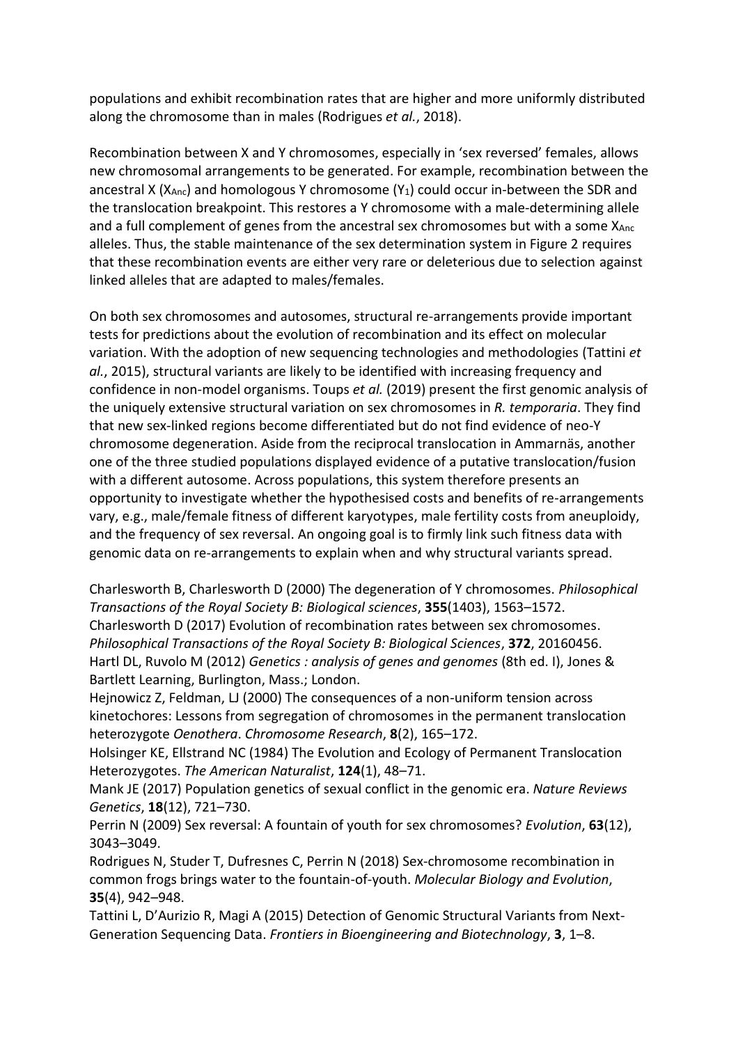populations and exhibit recombination rates that are higher and more uniformly distributed along the chromosome than in males (Rodrigues *et al.*, 2018).

Recombination between X and Y chromosomes, especially in 'sex reversed' females, allows new chromosomal arrangements to be generated. For example, recombination between the ancestral X ($X_{Anc}$) and homologous Y chromosome ($Y_1$) could occur in-between the SDR and the translocation breakpoint. This restores a Y chromosome with a male-determining allele and a full complement of genes from the ancestral sex chromosomes but with a some $X_{Anc}$ alleles. Thus, the stable maintenance of the sex determination system in Figure 2 requires that these recombination events are either very rare or deleterious due to selection against linked alleles that are adapted to males/females.

On both sex chromosomes and autosomes, structural re-arrangements provide important tests for predictions about the evolution of recombination and its effect on molecular variation. With the adoption of new sequencing technologies and methodologies (Tattini *et al.*, 2015), structural variants are likely to be identified with increasing frequency and confidence in non-model organisms. Toups *et al.* (2019) present the first genomic analysis of the uniquely extensive structural variation on sex chromosomes in *R. temporaria*. They find that new sex-linked regions become differentiated but do not find evidence of neo-Y chromosome degeneration. Aside from the reciprocal translocation in Ammarnäs, another one of the three studied populations displayed evidence of a putative translocation/fusion with a different autosome. Across populations, this system therefore presents an opportunity to investigate whether the hypothesised costs and benefits of re-arrangements vary, e.g., male/female fitness of different karyotypes, male fertility costs from aneuploidy, and the frequency of sex reversal. An ongoing goal is to firmly link such fitness data with genomic data on re-arrangements to explain when and why structural variants spread.

Charlesworth B, Charlesworth D (2000) The degeneration of Y chromosomes. *Philosophical Transactions of the Royal Society B: Biological sciences*, **355**(1403), 1563–1572.
Charlesworth D (2017) Evolution of recombination rates between sex chromosomes. *Philosophical Transactions of the Royal Society B: Biological Sciences*, **372**, 20160456.
Hartl DL, Ruvolo M (2012) *Genetics : analysis of genes and genomes* (8th ed. I), Jones & Bartlett Learning, Burlington, Mass.; London.
Hejnowicz Z, Feldman, LJ (2000) The consequences of a non-uniform tension across kinetochores: Lessons from segregation of chromosomes in the permanent translocation heterozygote *Oenothera*. *Chromosome Research*, **8**(2), 165–172.
Holsinger KE, Ellstrand NC (1984) The Evolution and Ecology of Permanent Translocation Heterozygotes. *The American Naturalist*, **124**(1), 48–71.
Mank JE (2017) Population genetics of sexual conflict in the genomic era. *Nature Reviews Genetics*, **18**(12), 721–730.
Perrin N (2009) Sex reversal: A fountain of youth for sex chromosomes? *Evolution*, **63**(12), 3043–3049.
Rodrigues N, Studer T, Dufresnes C, Perrin N (2018) Sex-chromosome recombination in common frogs brings water to the fountain-of-youth. *Molecular Biology and Evolution*, **35**(4), 942–948.
Tattini L, D'Aurizio R, Magi A (2015) Detection of Genomic Structural Variants from Next-Generation Sequencing Data. *Frontiers in Bioengineering and Biotechnology*, **3**, 1–8.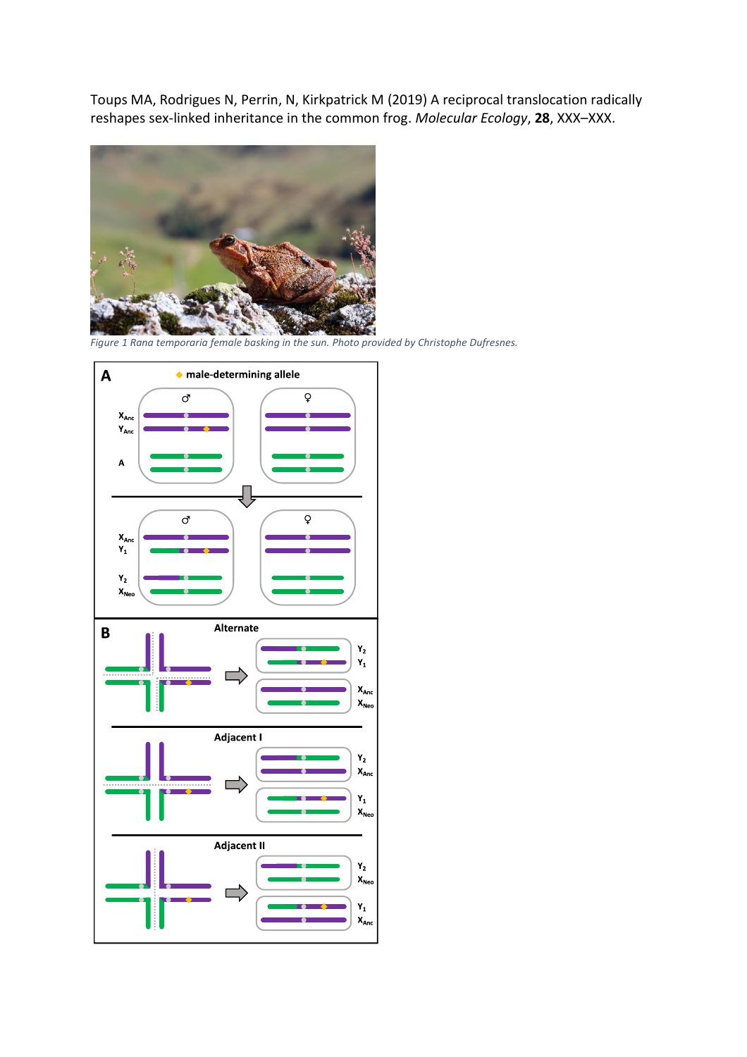Toups MA, Rodrigues N, Perrin, N, Kirkpatrick M (2019) A reciprocal translocation radically reshapes sex-linked inheritance in the common frog. *Molecular Ecology*, **28**, XXX–XXX.

*Figure 1 Rana temporaria female basking in the sun. Photo provided by Christophe Dufresnes.*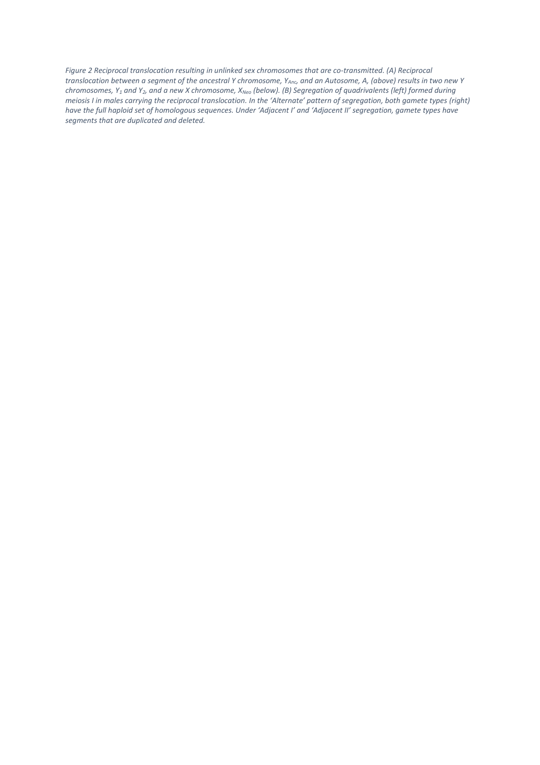*Figure 2 Reciprocal translocation resulting in unlinked sex chromosomes that are co-transmitted. (A) Reciprocal translocation between a segment of the ancestral Y chromosome, $Y_{Anc}$, and an Autosome, A, (above) results in two new Y chromosomes, $Y_1$ and $Y_2$, and a new X chromosome, $X_{Neo}$ (below). (B) Segregation of quadrivalents (left) formed during meiosis I in males carrying the reciprocal translocation. In the 'Alternate' pattern of segregation, both gamete types (right) have the full haploid set of homologous sequences. Under 'Adjacent I' and 'Adjacent II' segregation, gamete types have segments that are duplicated and deleted.*